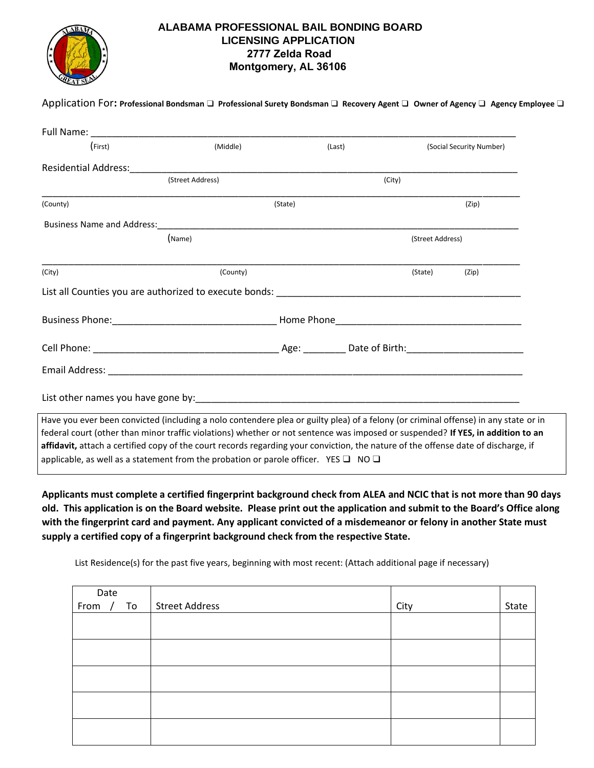# ALABAMA PROFESSIONAL BAIL BONDING BOARD
## LICENSING APPLICATION
**2777 Zelda Road**
**Montgomery, AL 36106**

Application For: **Professional Bondsman ❑ Professional Surety Bondsman ❑ Recovery Agent ❑ Owner of Agency ❑ Agency Employee ❑**

Full Name: ___________________________________________________________________________

(First) (Middle) (Last) (Social Security Number)

Residential Address:______________________________________________________________________

(Street Address) (City)

___________________________________________________________________________________

(County) (State) (Zip)

Business Name and Address:_________________________________________________________________

(Name) (Street Address)

___________________________________________________________________________________

(City) (County) (State) (Zip)

List all Counties you are authorized to execute bonds: _____________________________________________

Business Phone:_____________________________ Home Phone__________________________________

Cell Phone: _________________________________ Age: ________ Date of Birth:_____________________

Email Address: ____________________________________________________________________________

List other names you have gone by:___________________________________________________________

Have you ever been convicted (including a nolo contendere plea or guilty plea) of a felony (or criminal offense) in any state or in federal court (other than minor traffic violations) whether or not sentence was imposed or suspended? **If YES, in addition to an affidavit,** attach a certified copy of the court records regarding your conviction, the nature of the offense date of discharge, if applicable, as well as a statement from the probation or parole officer. YES ❑ NO ❑

**Applicants must complete a certified fingerprint background check from ALEA and NCIC that is not more than 90 days old. This application is on the Board website. Please print out the application and submit to the Board's Office along with the fingerprint card and payment. Any applicant convicted of a misdemeanor or felony in another State must supply a certified copy of a fingerprint background check from the respective State.**

List Residence(s) for the past five years, beginning with most recent: (Attach additional page if necessary)

| Date From / To | Street Address | City | State |
|---|---|---|---|
| | | | |
| | | | |
| | | | |
| | | | |
| | | | |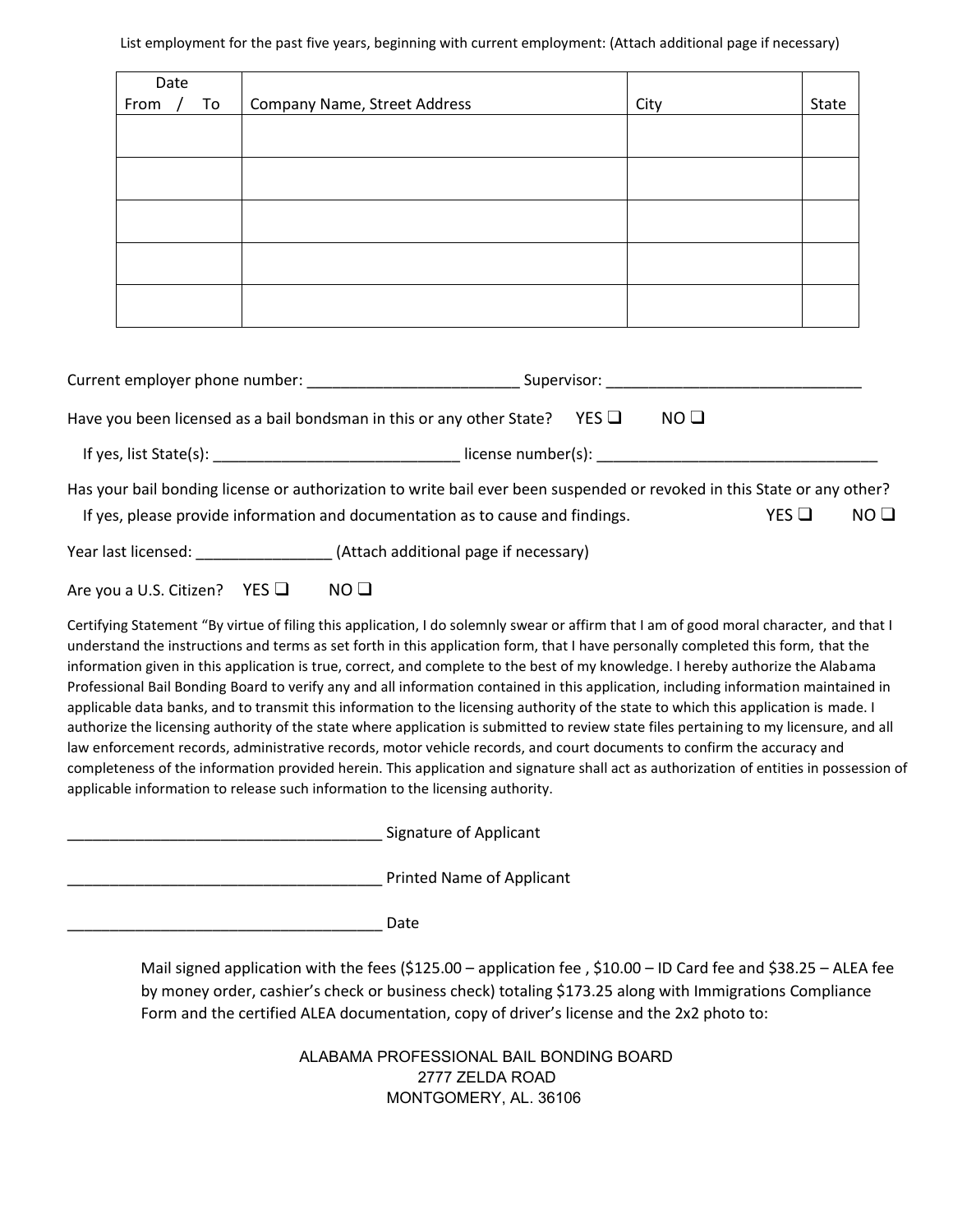List employment for the past five years, beginning with current employment: (Attach additional page if necessary)

| Date From / To | Company Name, Street Address | City | State |
|---|---|---|---|
| | | | |
| | | | |
| | | | |
| | | | |
| | | | |

Current employer phone number: _________________________ Supervisor: ______________________________

Have you been licensed as a bail bondsman in this or any other State? YES ❑ NO ❑

If yes, list State(s): _____________________________ license number(s): _________________________________

Has your bail bonding license or authorization to write bail ever been suspended or revoked in this State or any other?
If yes, please provide information and documentation as to cause and findings. YES ❑ NO ❑

Year last licensed: ________________ (Attach additional page if necessary)

Are you a U.S. Citizen? YES ❑ NO ❑

Certifying Statement "By virtue of filing this application, I do solemnly swear or affirm that I am of good moral character, and that I understand the instructions and terms as set forth in this application form, that I have personally completed this form, that the information given in this application is true, correct, and complete to the best of my knowledge. I hereby authorize the Alabama Professional Bail Bonding Board to verify any and all information contained in this application, including information maintained in applicable data banks, and to transmit this information to the licensing authority of the state to which this application is made. I authorize the licensing authority of the state where application is submitted to review state files pertaining to my licensure, and all law enforcement records, administrative records, motor vehicle records, and court documents to confirm the accuracy and completeness of the information provided herein. This application and signature shall act as authorization of entities in possession of applicable information to release such information to the licensing authority.

_____________________________________ Signature of Applicant

_____________________________________ Printed Name of Applicant

_____________________________________ Date

Mail signed application with the fees ($125.00 – application fee , $10.00 – ID Card fee and $38.25 – ALEA fee by money order, cashier's check or business check) totaling $173.25 along with Immigrations Compliance Form and the certified ALEA documentation, copy of driver's license and the 2x2 photo to:

ALABAMA PROFESSIONAL BAIL BONDING BOARD
2777 ZELDA ROAD
MONTGOMERY, AL. 36106